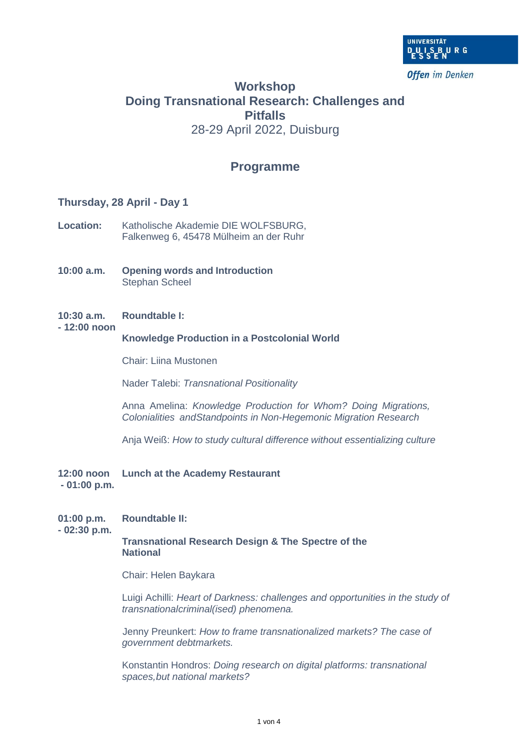# Workshop
# Doing Transnational Research: Challenges and Pitfalls

28-29 April 2022, Duisburg

## Programme

### Thursday, 28 April - Day 1

**Location:** Katholische Akademie DIE WOLFSBURG, Falkenweg 6, 45478 Mülheim an der Ruhr

**10:00 a.m.** **Opening words and Introduction**
Stephan Scheel

**10:30 a.m. - 12:00 noon** **Roundtable I:**

**Knowledge Production in a Postcolonial World**

Chair: Liina Mustonen

Nader Talebi: *Transnational Positionality*

Anna Amelina: *Knowledge Production for Whom? Doing Migrations, Colonialities andStandpoints in Non-Hegemonic Migration Research*

Anja Weiß: *How to study cultural difference without essentializing culture*

**12:00 noon - 01:00 p.m.** **Lunch at the Academy Restaurant**

**01:00 p.m. - 02:30 p.m.** **Roundtable II:**

**Transnational Research Design & The Spectre of the National**

Chair: Helen Baykara

Luigi Achilli: *Heart of Darkness: challenges and opportunities in the study of transnationalcriminal(ised) phenomena.*

Jenny Preunkert: *How to frame transnationalized markets? The case of government debtmarkets.*

Konstantin Hondros: *Doing research on digital platforms: transnational spaces,but national markets?*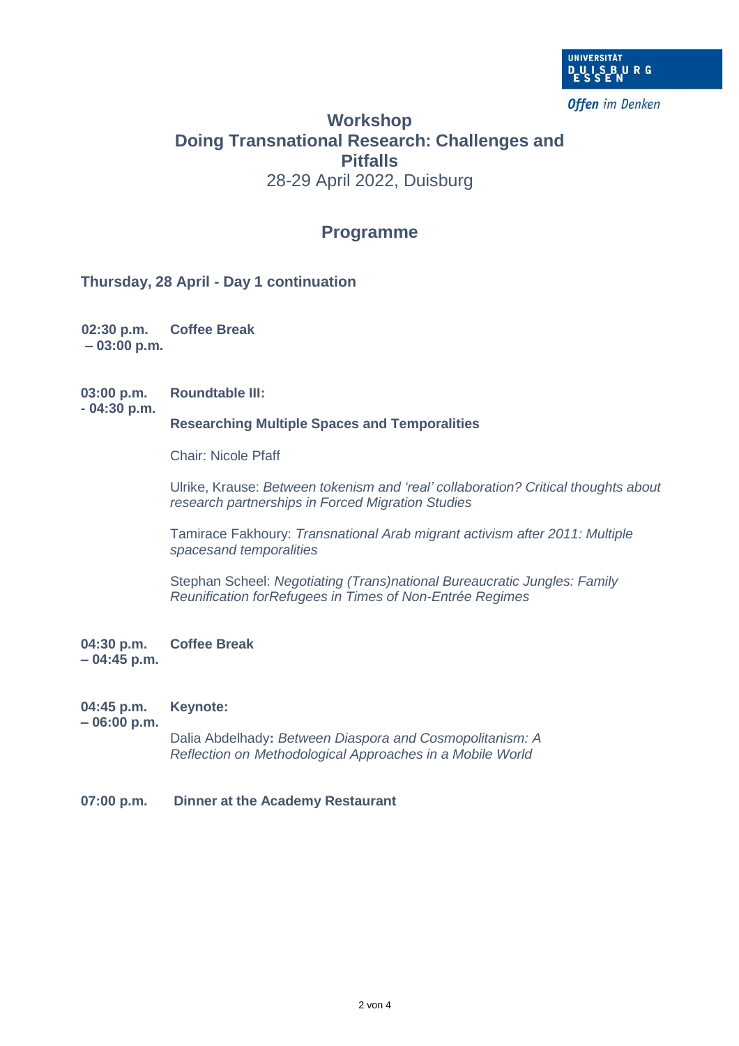# Workshop
# Doing Transnational Research: Challenges and Pitfalls

28-29 April 2022, Duisburg

## Programme

### Thursday, 28 April - Day 1 continuation

**02:30 p.m. – 03:00 p.m.** **Coffee Break**

**03:00 p.m. - 04:30 p.m.** **Roundtable III:**

**Researching Multiple Spaces and Temporalities**

Chair: Nicole Pfaff

Ulrike, Krause: *Between tokenism and 'real' collaboration? Critical thoughts about research partnerships in Forced Migration Studies*

Tamirace Fakhoury: *Transnational Arab migrant activism after 2011: Multiple spacesand temporalities*

Stephan Scheel: *Negotiating (Trans)national Bureaucratic Jungles: Family Reunification forRefugees in Times of Non-Entrée Regimes*

**04:30 p.m. – 04:45 p.m.** **Coffee Break**

**04:45 p.m. – 06:00 p.m.** **Keynote:**

Dalia Abdelhady**:** *Between Diaspora and Cosmopolitanism: A Reflection on Methodological Approaches in a Mobile World*

**07:00 p.m.** **Dinner at the Academy Restaurant**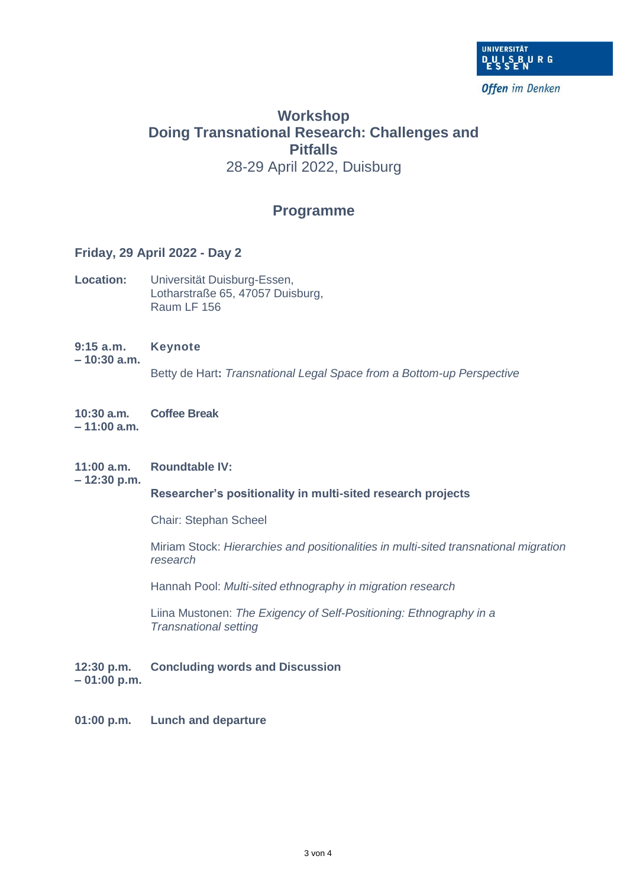# Workshop
# Doing Transnational Research: Challenges and Pitfalls

28-29 April 2022, Duisburg

## Programme

### Friday, 29 April 2022 - Day 2

**Location:** Universität Duisburg-Essen,
Lotharstraße 65, 47057 Duisburg,
Raum LF 156

**9:15 a.m. – 10:30 a.m.** **Keynote**

Betty de Hart**:** *Transnational Legal Space from a Bottom-up Perspective*

**10:30 a.m. – 11:00 a.m.** **Coffee Break**

**11:00 a.m. – 12:30 p.m.** **Roundtable IV:**

**Researcher's positionality in multi-sited research projects**

Chair: Stephan Scheel

Miriam Stock: *Hierarchies and positionalities in multi-sited transnational migration research*

Hannah Pool: *Multi-sited ethnography in migration research*

Liina Mustonen: *The Exigency of Self-Positioning: Ethnography in a Transnational setting*

**12:30 p.m. – 01:00 p.m.** **Concluding words and Discussion**

**01:00 p.m.** **Lunch and departure**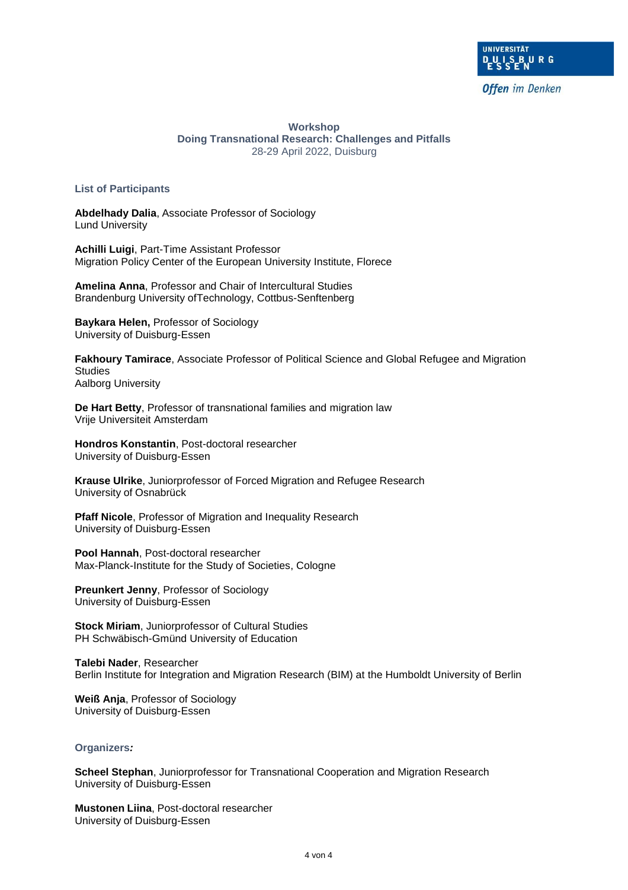**Workshop**
**Doing Transnational Research: Challenges and Pitfalls**
28-29 April 2022, Duisburg

## List of Participants

**Abdelhady Dalia**, Associate Professor of Sociology
Lund University

**Achilli Luigi**, Part-Time Assistant Professor
Migration Policy Center of the European University Institute, Florece

**Amelina Anna**, Professor and Chair of Intercultural Studies
Brandenburg University ofTechnology, Cottbus-Senftenberg

**Baykara Helen,** Professor of Sociology
University of Duisburg-Essen

**Fakhoury Tamirace**, Associate Professor of Political Science and Global Refugee and Migration Studies
Aalborg University

**De Hart Betty**, Professor of transnational families and migration law
Vrije Universiteit Amsterdam

**Hondros Konstantin**, Post-doctoral researcher
University of Duisburg-Essen

**Krause Ulrike**, Juniorprofessor of Forced Migration and Refugee Research
University of Osnabrück

**Pfaff Nicole**, Professor of Migration and Inequality Research
University of Duisburg-Essen

**Pool Hannah**, Post-doctoral researcher
Max-Planck-Institute for the Study of Societies, Cologne

**Preunkert Jenny**, Professor of Sociology
University of Duisburg-Essen

**Stock Miriam**, Juniorprofessor of Cultural Studies
PH Schwäbisch-Gmünd University of Education

**Talebi Nader**, Researcher
Berlin Institute for Integration and Migration Research (BIM) at the Humboldt University of Berlin

**Weiß Anja**, Professor of Sociology
University of Duisburg-Essen

## Organizers*:*

**Scheel Stephan**, Juniorprofessor for Transnational Cooperation and Migration Research
University of Duisburg-Essen

**Mustonen Liina**, Post-doctoral researcher
University of Duisburg-Essen